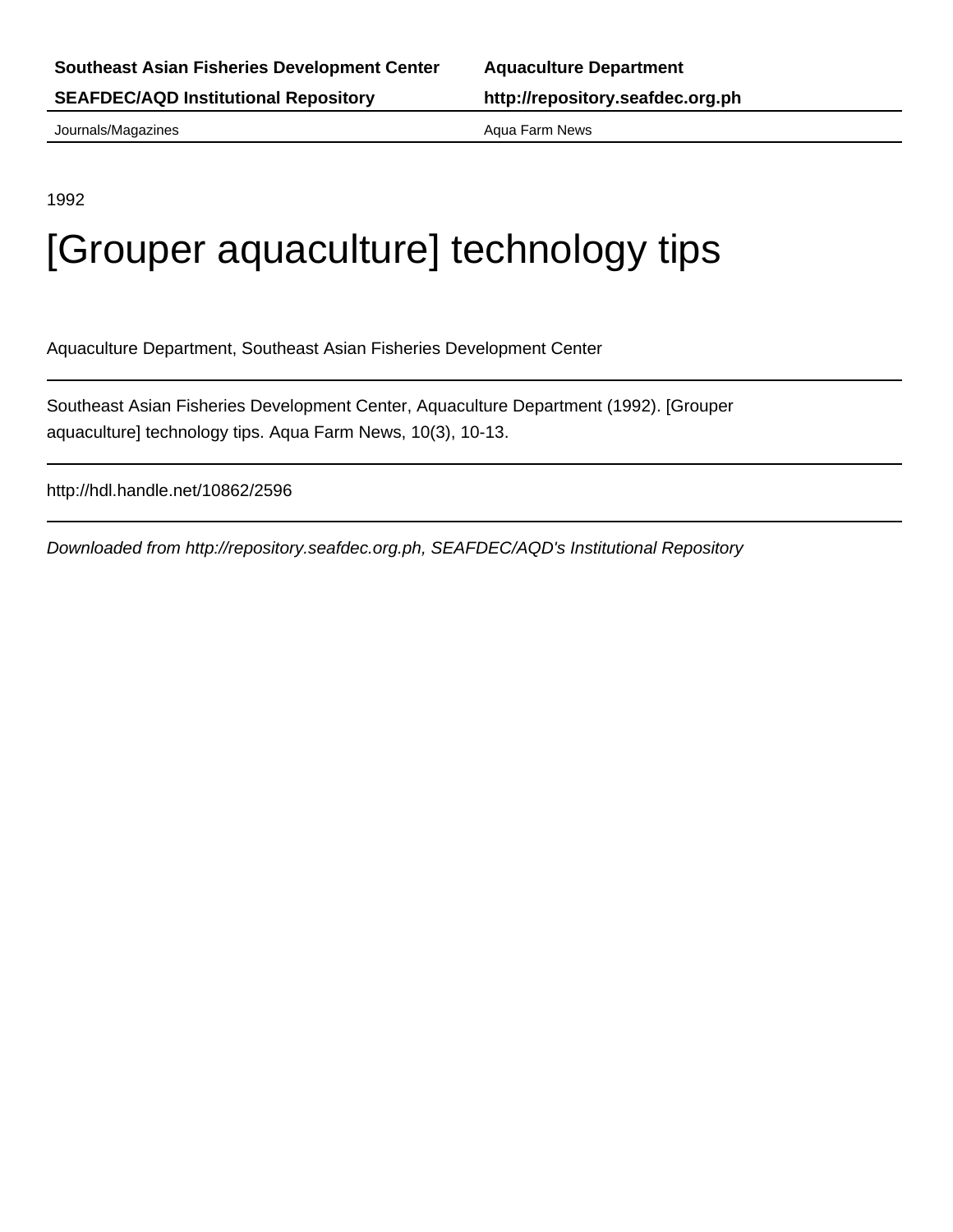**Southeast Asian Fisheries Development Center** | **Aquaculture Department**

**SEAFDEC/AQD Institutional Repository** | **http://repository.seafdec.org.ph**

Journals/Magazines | Aqua Farm News

1992

# [Grouper aquaculture] technology tips

Aquaculture Department, Southeast Asian Fisheries Development Center

---

Southeast Asian Fisheries Development Center, Aquaculture Department (1992). [Grouper aquaculture] technology tips. Aqua Farm News, 10(3), 10-13.

---

http://hdl.handle.net/10862/2596

---

*Downloaded from http://repository.seafdec.org.ph, SEAFDEC/AQD's Institutional Repository*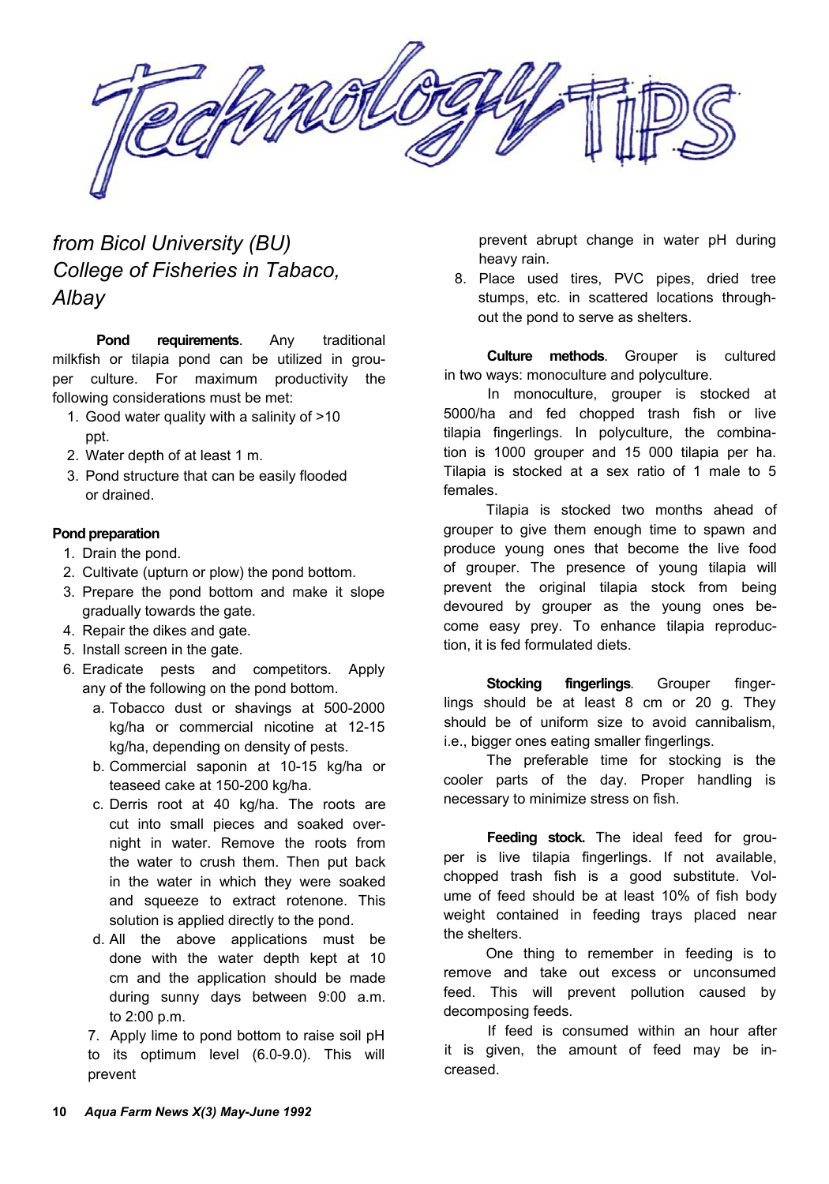# Technology TIPS

*from Bicol University (BU) College of Fisheries in Tabaco, Albay*

**Pond requirements**. Any traditional milkfish or tilapia pond can be utilized in grouper culture. For maximum productivity the following considerations must be met:

1. Good water quality with a salinity of >10 ppt.
2. Water depth of at least 1 m.
3. Pond structure that can be easily flooded or drained.

**Pond preparation**

1. Drain the pond.
2. Cultivate (upturn or plow) the pond bottom.
3. Prepare the pond bottom and make it slope gradually towards the gate.
4. Repair the dikes and gate.
5. Install screen in the gate.
6. Eradicate pests and competitors. Apply any of the following on the pond bottom.
   a. Tobacco dust or shavings at 500-2000 kg/ha or commercial nicotine at 12-15 kg/ha, depending on density of pests.
   b. Commercial saponin at 10-15 kg/ha or teaseed cake at 150-200 kg/ha.
   c. Derris root at 40 kg/ha. The roots are cut into small pieces and soaked overnight in water. Remove the roots from the water to crush them. Then put back in the water in which they were soaked and squeeze to extract rotenone. This solution is applied directly to the pond.
   d. All the above applications must be done with the water depth kept at 10 cm and the application should be made during sunny days between 9:00 a.m. to 2:00 p.m.
7. Apply lime to pond bottom to raise soil pH to its optimum level (6.0-9.0). This will prevent abrupt change in water pH during heavy rain.
8. Place used tires, PVC pipes, dried tree stumps, etc. in scattered locations throughout the pond to serve as shelters.

**Culture methods**. Grouper is cultured in two ways: monoculture and polyculture.

In monoculture, grouper is stocked at 5000/ha and fed chopped trash fish or live tilapia fingerlings. In polyculture, the combination is 1000 grouper and 15 000 tilapia per ha. Tilapia is stocked at a sex ratio of 1 male to 5 females.

Tilapia is stocked two months ahead of grouper to give them enough time to spawn and produce young ones that become the live food of grouper. The presence of young tilapia will prevent the original tilapia stock from being devoured by grouper as the young ones become easy prey. To enhance tilapia reproduction, it is fed formulated diets.

**Stocking fingerlings**. Grouper fingerlings should be at least 8 cm or 20 g. They should be of uniform size to avoid cannibalism, i.e., bigger ones eating smaller fingerlings.

The preferable time for stocking is the cooler parts of the day. Proper handling is necessary to minimize stress on fish.

**Feeding stock.** The ideal feed for grouper is live tilapia fingerlings. If not available, chopped trash fish is a good substitute. Volume of feed should be at least 10% of fish body weight contained in feeding trays placed near the shelters.

One thing to remember in feeding is to remove and take out excess or unconsumed feed. This will prevent pollution caused by decomposing feeds.

If feed is consumed within an hour after it is given, the amount of feed may be increased.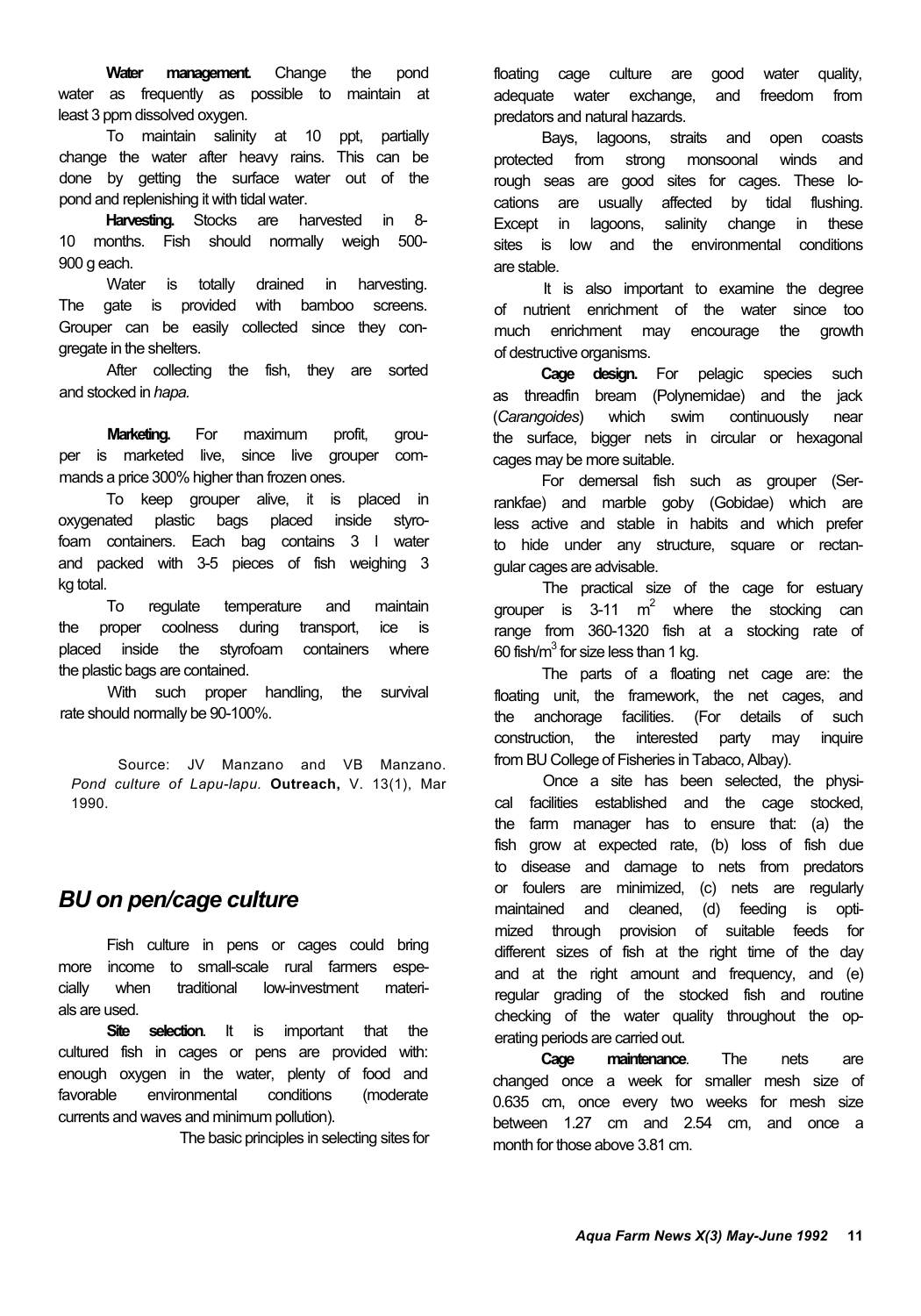**Water management.** Change the pond water as frequently as possible to maintain at least 3 ppm dissolved oxygen.

To maintain salinity at 10 ppt, partially change the water after heavy rains. This can be done by getting the surface water out of the pond and replenishing it with tidal water.

**Harvesting.** Stocks are harvested in 8-10 months. Fish should normally weigh 500-900 g each.

Water is totally drained in harvesting. The gate is provided with bamboo screens. Grouper can be easily collected since they congregate in the shelters.

After collecting the fish, they are sorted and stocked in *hapa.*

**Marketing.** For maximum profit, grouper is marketed live, since live grouper commands a price 300% higher than frozen ones.

To keep grouper alive, it is placed in oxygenated plastic bags placed inside styrofoam containers. Each bag contains 3 l water and packed with 3-5 pieces of fish weighing 3 kg total.

To regulate temperature and maintain the proper coolness during transport, ice is placed inside the styrofoam containers where the plastic bags are contained.

With such proper handling, the survival rate should normally be 90-100%.

Source: JV Manzano and VB Manzano. *Pond culture of Lapu-lapu.* **Outreach,** V. 13(1), Mar 1990.

## *BU on pen/cage culture*

Fish culture in pens or cages could bring more income to small-scale rural farmers especially when traditional low-investment materials are used.

**Site selection**. It is important that the cultured fish in cages or pens are provided with: enough oxygen in the water, plenty of food and favorable environmental conditions (moderate currents and waves and minimum pollution).

The basic principles in selecting sites for floating cage culture are good water quality, adequate water exchange, and freedom from predators and natural hazards.

Bays, lagoons, straits and open coasts protected from strong monsoonal winds and rough seas are good sites for cages. These locations are usually affected by tidal flushing. Except in lagoons, salinity change in these sites is low and the environmental conditions are stable.

It is also important to examine the degree of nutrient enrichment of the water since too much enrichment may encourage the growth of destructive organisms.

**Cage design.** For pelagic species such as threadfin bream (Polynemidae) and the jack (*Carangoides*) which swim continuously near the surface, bigger nets in circular or hexagonal cages may be more suitable.

For demersal fish such as grouper (Serrankfae) and marble goby (Gobidae) which are less active and stable in habits and which prefer to hide under any structure, square or rectangular cages are advisable.

The practical size of the cage for estuary grouper is 3-11 $m^2$ where the stocking can range from 360-1320 fish at a stocking rate of 60 fish/$m^3$ for size less than 1 kg.

The parts of a floating net cage are: the floating unit, the framework, the net cages, and the anchorage facilities. (For details of such construction, the interested party may inquire from BU College of Fisheries in Tabaco, Albay).

Once a site has been selected, the physical facilities established and the cage stocked, the farm manager has to ensure that: (a) the fish grow at expected rate, (b) loss of fish due to disease and damage to nets from predators or foulers are minimized, (c) nets are regularly maintained and cleaned, (d) feeding is optimized through provision of suitable feeds for different sizes of fish at the right time of the day and at the right amount and frequency, and (e) regular grading of the stocked fish and routine checking of the water quality throughout the operating periods are carried out.

**Cage maintenance**. The nets are changed once a week for smaller mesh size of 0.635 cm, once every two weeks for mesh size between 1.27 cm and 2.54 cm, and once a month for those above 3.81 cm.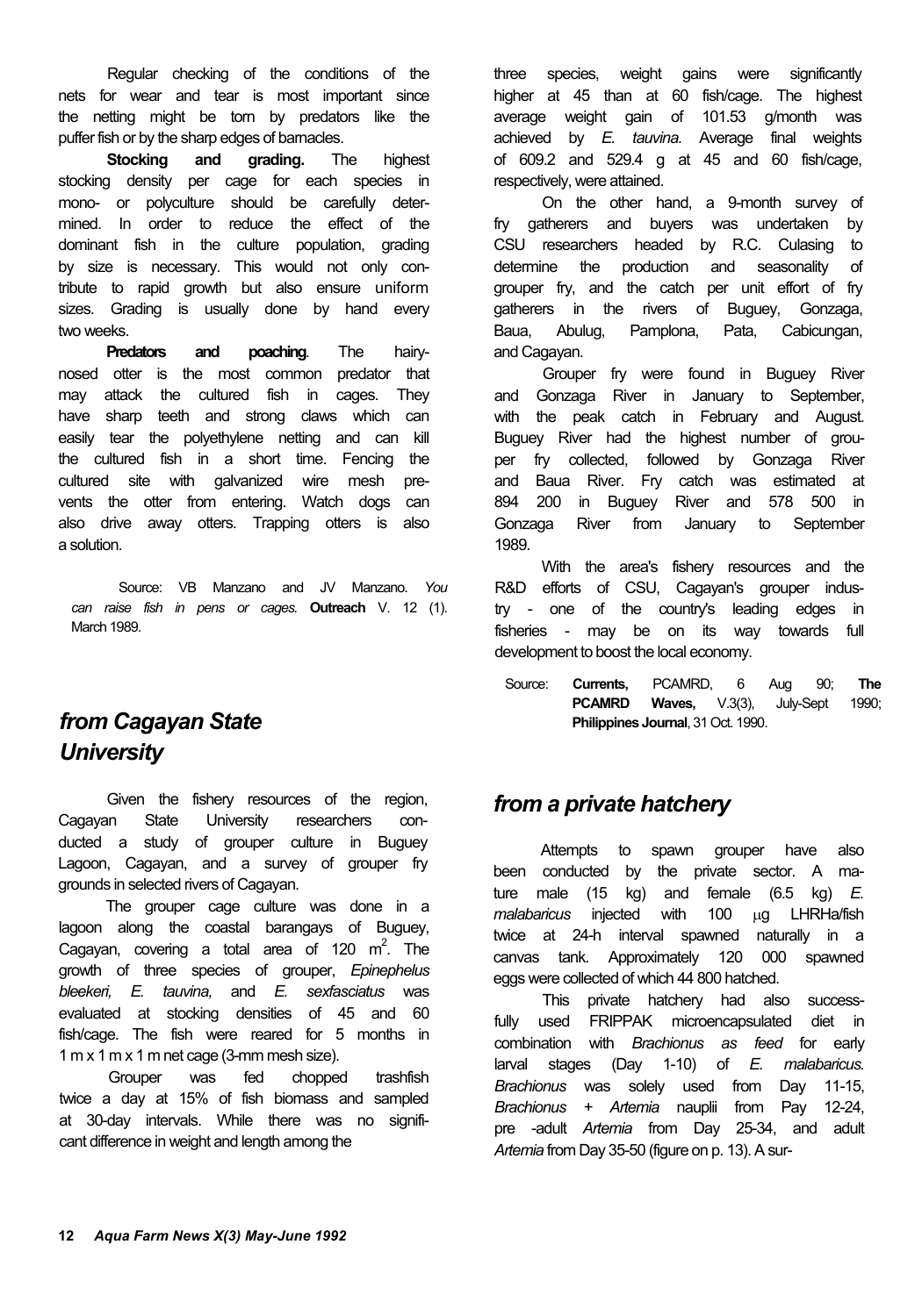Regular checking of the conditions of the nets for wear and tear is most important since the netting might be torn by predators like the puffer fish or by the sharp edges of barnacles.

**Stocking and grading.** The highest stocking density per cage for each species in mono- or polyculture should be carefully determined. In order to reduce the effect of the dominant fish in the culture population, grading by size is necessary. This would not only contribute to rapid growth but also ensure uniform sizes. Grading is usually done by hand every two weeks.

**Predators and poaching**. The hairy-nosed otter is the most common predator that may attack the cultured fish in cages. They have sharp teeth and strong claws which can easily tear the polyethylene netting and can kill the cultured fish in a short time. Fencing the cultured site with galvanized wire mesh prevents the otter from entering. Watch dogs can also drive away otters. Trapping otters is also a solution.

Source: VB Manzano and JV Manzano. *You can raise fish in pens or cages.* **Outreach** V. 12 (1). March 1989.

## *from Cagayan State University*

Given the fishery resources of the region, Cagayan State University researchers conducted a study of grouper culture in Buguey Lagoon, Cagayan, and a survey of grouper fry grounds in selected rivers of Cagayan.

The grouper cage culture was done in a lagoon along the coastal barangays of Buguey, Cagayan, covering a total area of 120 $m^2$. The growth of three species of grouper, *Epinephelus bleekeri, E. tauvina,* and *E. sexfasciatus* was evaluated at stocking densities of 45 and 60 fish/cage. The fish were reared for 5 months in 1 m x 1 m x 1 m net cage (3-mm mesh size).

Grouper was fed chopped trashfish twice a day at 15% of fish biomass and sampled at 30-day intervals. While there was no significant difference in weight and length among the three species, weight gains were significantly higher at 45 than at 60 fish/cage. The highest average weight gain of 101.53 g/month was achieved by *E. tauvina.* Average final weights of 609.2 and 529.4 g at 45 and 60 fish/cage, respectively, were attained.

On the other hand, a 9-month survey of fry gatherers and buyers was undertaken by CSU researchers headed by R.C. Culasing to determine the production and seasonality of grouper fry, and the catch per unit effort of fry gatherers in the rivers of Buguey, Gonzaga, Baua, Abulug, Pamplona, Pata, Cabicungan, and Cagayan.

Grouper fry were found in Buguey River and Gonzaga River in January to September, with the peak catch in February and August. Buguey River had the highest number of grouper fry collected, followed by Gonzaga River and Baua River. Fry catch was estimated at 894 200 in Buguey River and 578 500 in Gonzaga River from January to September 1989.

With the area's fishery resources and the R&D efforts of CSU, Cagayan's grouper industry - one of the country's leading edges in fisheries - may be on its way towards full development to boost the local economy.

Source: **Currents,** PCAMRD, 6 Aug 90; **The PCAMRD Waves,** V.3(3), July-Sept 1990; **Philippines Journal**, 31 Oct. 1990.

## *from a private hatchery*

Attempts to spawn grouper have also been conducted by the private sector. A mature male (15 kg) and female (6.5 kg) *E. malabaricus* injected with 100 μg LHRHa/fish twice at 24-h interval spawned naturally in a canvas tank. Approximately 120 000 spawned eggs were collected of which 44 800 hatched.

This private hatchery had also successfully used FRIPPAK microencapsulated diet in combination with *Brachionus as feed* for early larval stages (Day 1-10) of *E. malabaricus. Brachionus* was solely used from Day 11-15, *Brachionus* + *Artemia* nauplii from Pay 12-24, pre -adult *Artemia* from Day 25-34, and adult *Artemia* from Day 35-50 (figure on p. 13). A sur-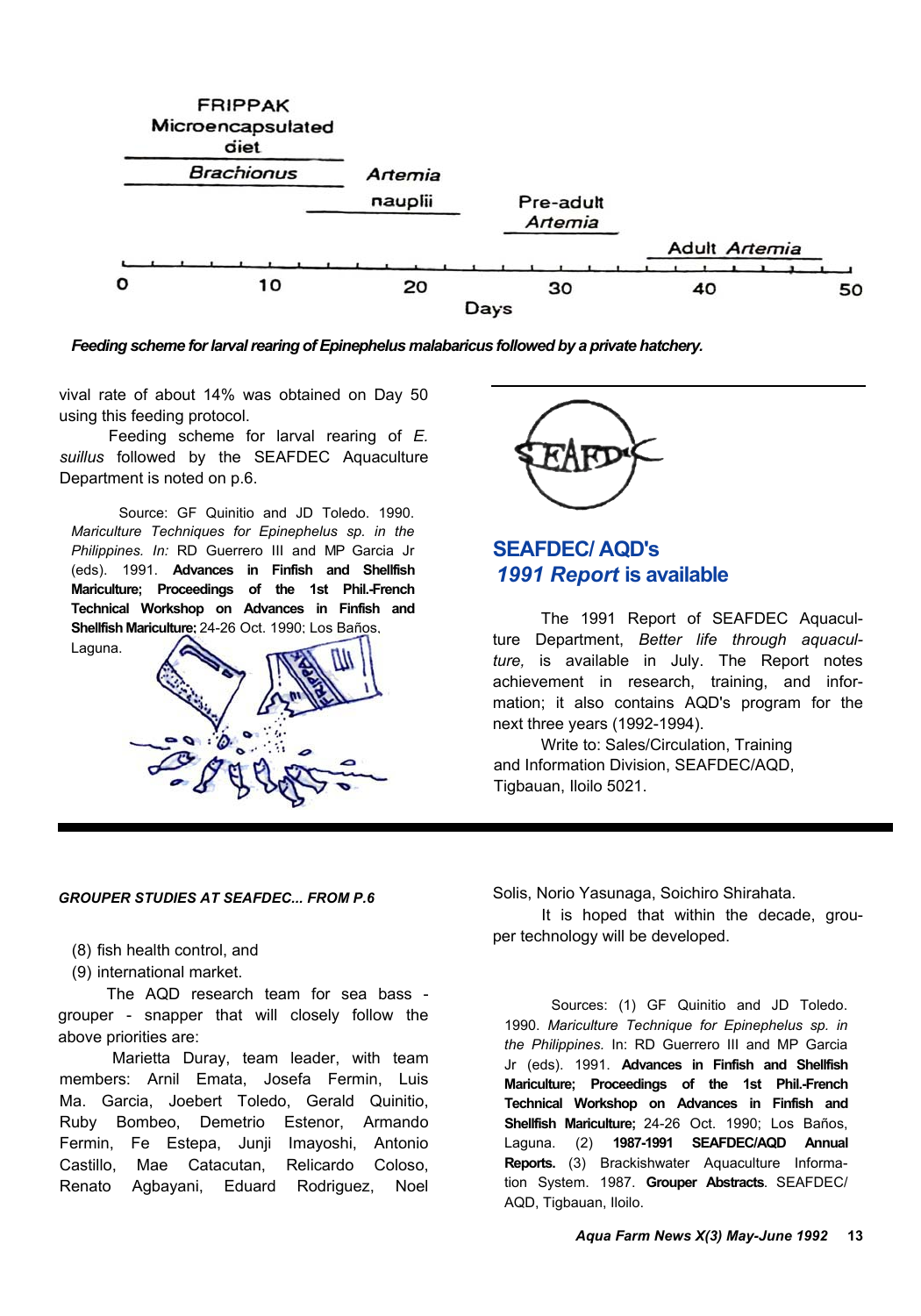FRIPPAK
Microencapsulated
diet

Brachionus

Artemia
nauplii

Pre-adult
Artemia

Adult Artemia

0
10
20
30
40
50
Days

***Feeding scheme for larval rearing of Epinephelus malabaricus followed by a private hatchery.***

vival rate of about 14% was obtained on Day 50 using this feeding protocol.

Feeding scheme for larval rearing of *E. suillus* followed by the SEAFDEC Aquaculture Department is noted on p.6.

Source: GF Quinitio and JD Toledo. 1990. *Mariculture Techniques for Epinephelus sp. in the Philippines. In:* RD Guerrero III and MP Garcia Jr (eds). 1991. **Advances in Finfish and Shellfish Mariculture; Proceedings of the 1st Phil.-French Technical Workshop on Advances in Finfish and Shellfish Mariculture**; 24-26 Oct. 1990; Los Baños, Laguna.

## SEAFDEC/ AQD's *1991 Report* is available

The 1991 Report of SEAFDEC Aquaculture Department, *Better life through aquaculture,* is available in July. The Report notes achievement in research, training, and information; it also contains AQD's program for the next three years (1992-1994).

Write to: Sales/Circulation, Training and Information Division, SEAFDEC/AQD, Tigbauan, Iloilo 5021.

***GROUPER STUDIES AT SEAFDEC... FROM P.6***

(8) fish health control, and
(9) international market.

The AQD research team for sea bass - grouper - snapper that will closely follow the above priorities are:

Marietta Duray, team leader, with team members: Arnil Emata, Josefa Fermin, Luis Ma. Garcia, Joebert Toledo, Gerald Quinitio, Ruby Bombeo, Demetrio Estenor, Armando Fermin, Fe Estepa, Junji Imayoshi, Antonio Castillo, Mae Catacutan, Relicardo Coloso, Renato Agbayani, Eduard Rodriguez, Noel Solis, Norio Yasunaga, Soichiro Shirahata.

It is hoped that within the decade, grouper technology will be developed.

Sources: (1) GF Quinitio and JD Toledo. 1990. *Mariculture Technique for Epinephelus sp. in the Philippines.* In: RD Guerrero III and MP Garcia Jr (eds). 1991. **Advances in Finfish and Shellfish Mariculture; Proceedings of the 1st Phil.-French Technical Workshop on Advances in Finfish and Shellfish Mariculture;** 24-26 Oct. 1990; Los Baños, Laguna. (2) **1987-1991 SEAFDEC/AQD Annual Reports.** (3) Brackishwater Aquaculture Information System. 1987. **Grouper Abstracts**. SEAFDEC/AQD, Tigbauan, Iloilo.